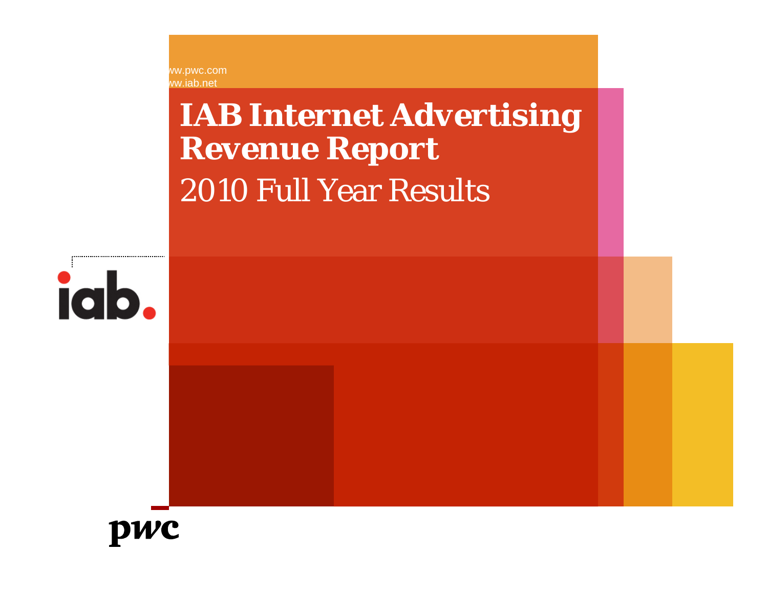ww.pwc.com
ww.iab.net

# IAB Internet Advertising Revenue Report

## 2010 Full Year Results

iab.

pwc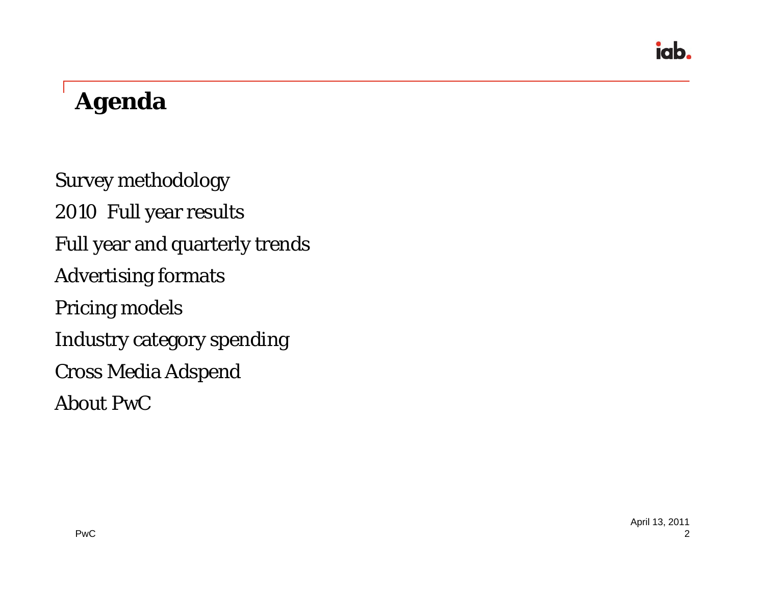# Agenda

Survey methodology

2010 Full year results

Full year and quarterly trends

Advertising formats

Pricing models

Industry category spending

Cross Media Adspend

About PwC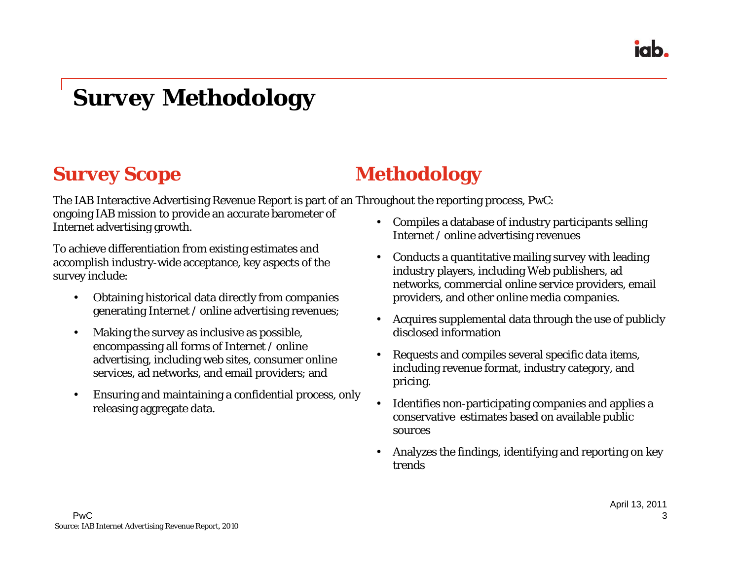# Survey Methodology

## Survey Scope

The IAB Interactive Advertising Revenue Report is part of an ongoing IAB mission to provide an accurate barometer of Internet advertising growth.

To achieve differentiation from existing estimates and accomplish industry-wide acceptance, key aspects of the survey include:

- Obtaining historical data directly from companies generating Internet / online advertising revenues;
- Making the survey as inclusive as possible, encompassing all forms of Internet / online advertising, including web sites, consumer online services, ad networks, and email providers; and
- Ensuring and maintaining a confidential process, only releasing aggregate data.

## Methodology

Throughout the reporting process, PwC:

- Compiles a database of industry participants selling Internet / online advertising revenues
- Conducts a quantitative mailing survey with leading industry players, including Web publishers, ad networks, commercial online service providers, email providers, and other online media companies.
- Acquires supplemental data through the use of publicly disclosed information
- Requests and compiles several specific data items, including revenue format, industry category, and pricing.
- Identifies non-participating companies and applies a conservative estimates based on available public sources
- Analyzes the findings, identifying and reporting on key trends

Source: IAB Internet Advertising Revenue Report, 2010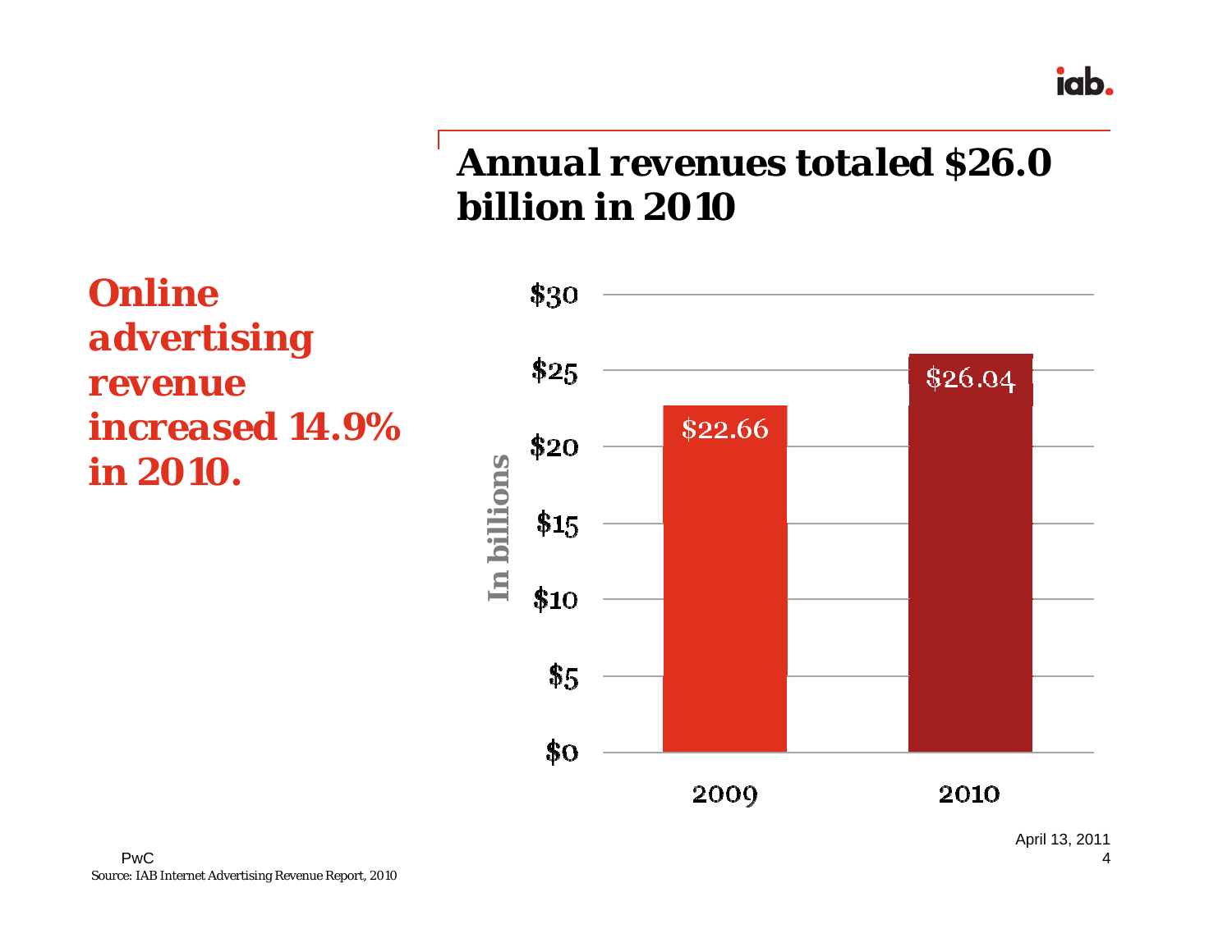## Annual revenues totaled $26.0 billion in 2010

**Online advertising revenue increased 14.9% in 2010.**

| Year | Revenue (In billions) |
|---|---|
| 2009 | $22.66 |
| 2010 | $26.04 |

PwC

Source: IAB Internet Advertising Revenue Report, 2010

April 13, 2011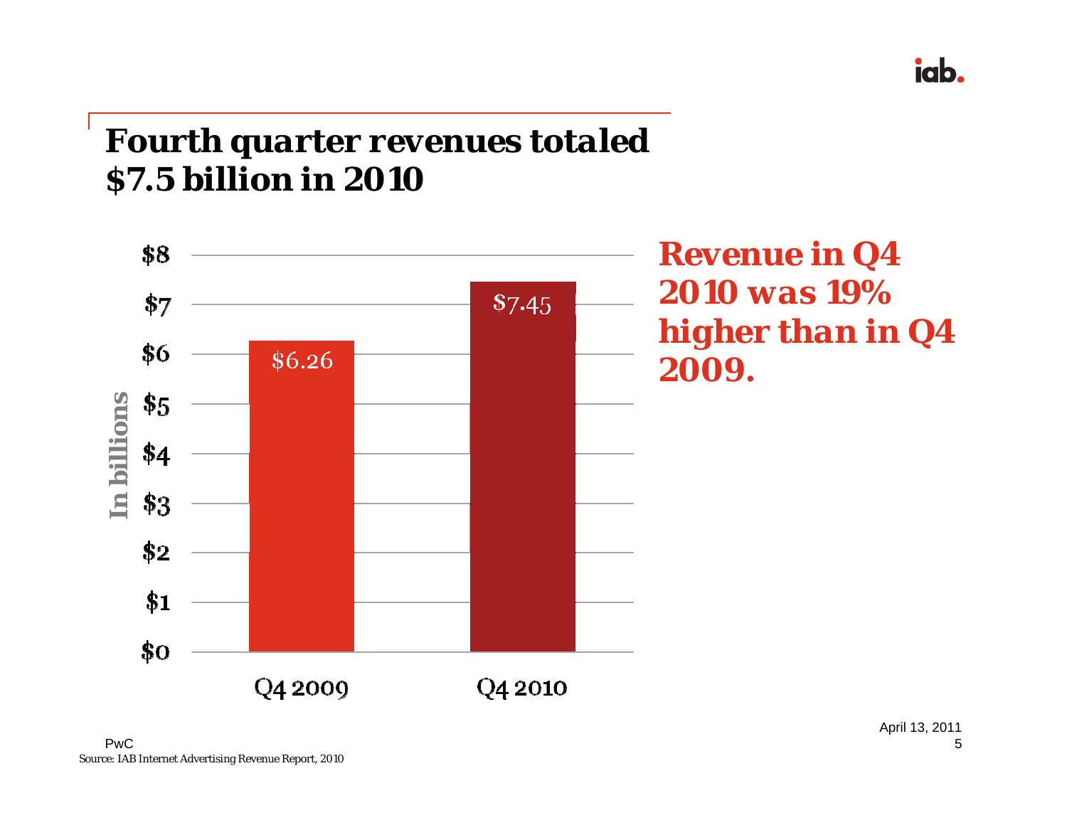# Fourth quarter revenues totaled $7.5 billion in 2010

| | In billions |
|---|---|
| Q4 2009 | $6.26 |
| Q4 2010 | $7.45 |

**Revenue in Q4 2010 was 19% higher than in Q4 2009.**

PwC

Source: IAB Internet Advertising Revenue Report, 2010

April 13, 2011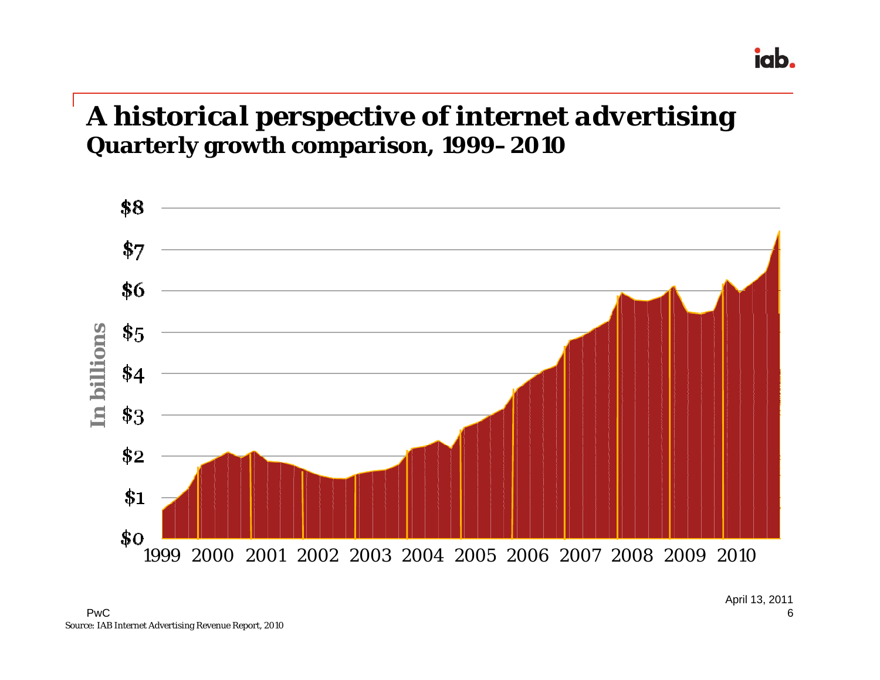# A historical perspective of internet advertising

## Quarterly growth comparison, 1999–2010

In billions

$8
$7
$6
$5
$4
$3
$2
$1
$0

1999 2000 2001 2002 2003 2004 2005 2006 2007 2008 2009 2010

Source: IAB Internet Advertising Revenue Report, 2010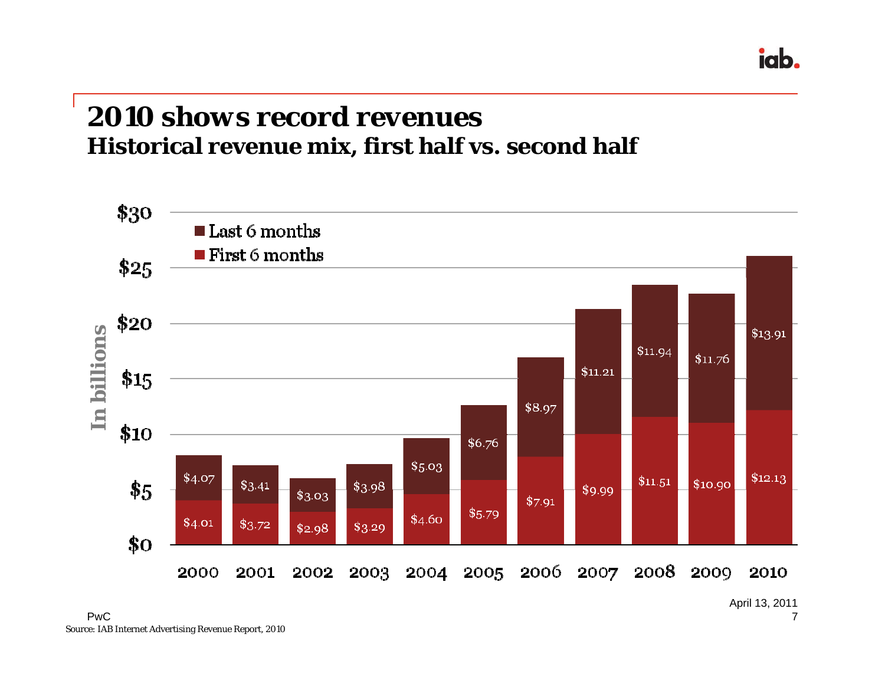# 2010 shows record revenues

## Historical revenue mix, first half vs. second half

In billions

| Year | First 6 months | Last 6 months |
|---|---|---|
| 2000 | $4.01 | $4.07 |
| 2001 | $3.72 | $3.41 |
| 2002 | $2.98 | $3.03 |
| 2003 | $3.29 | $3.98 |
| 2004 | $4.60 | $5.03 |
| 2005 | $5.79 | $6.76 |
| 2006 | $7.91 | $8.97 |
| 2007 | $9.99 | $11.21 |
| 2008 | $11.51 | $11.94 |
| 2009 | $10.90 | $11.76 |
| 2010 | $12.13 | $13.91 |

PwC

Source: IAB Internet Advertising Revenue Report, 2010

April 13, 2011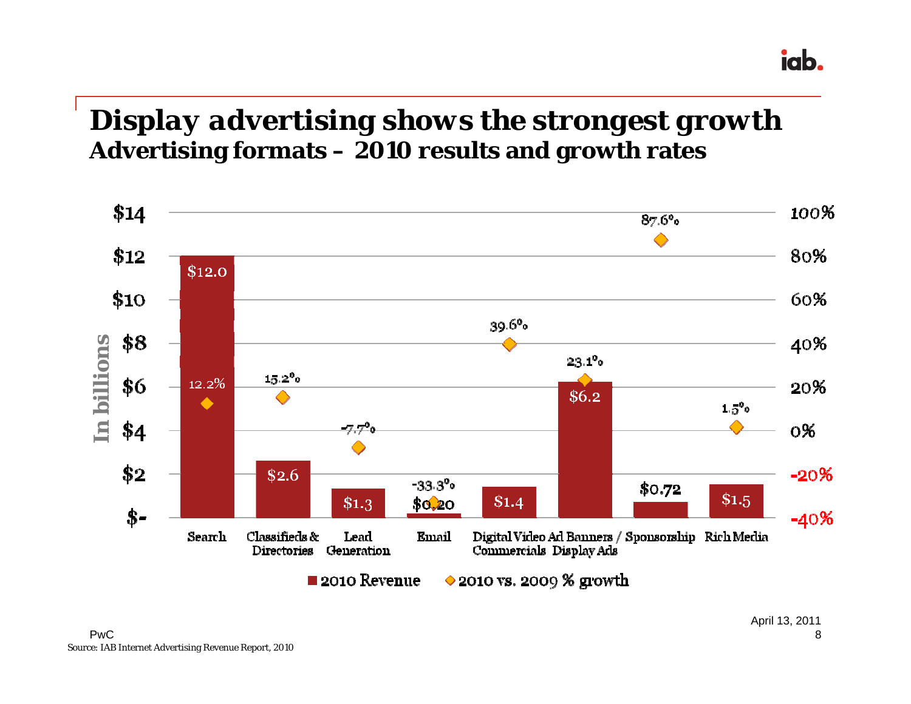# Display advertising shows the strongest growth

## Advertising formats – 2010 results and growth rates

| Format | 2010 Revenue (In billions) | 2010 vs. 2009 % growth |
|---|---|---|
| Search | $12.0 | 12.2% |
| Classifieds & Directories | $2.6 | 15.2% |
| Lead Generation | $1.3 | -7.7% |
| Email | $0.20 | -33.3% |
| Digital Video Commercials | $1.4 | 39.6% |
| Ad Banners / Display Ads | $6.2 | 23.1% |
| Sponsorship | $0.72 | 87.6% |
| Rich Media | $1.5 | 1.5% |

PwC

Source: IAB Internet Advertising Revenue Report, 2010

April 13, 2011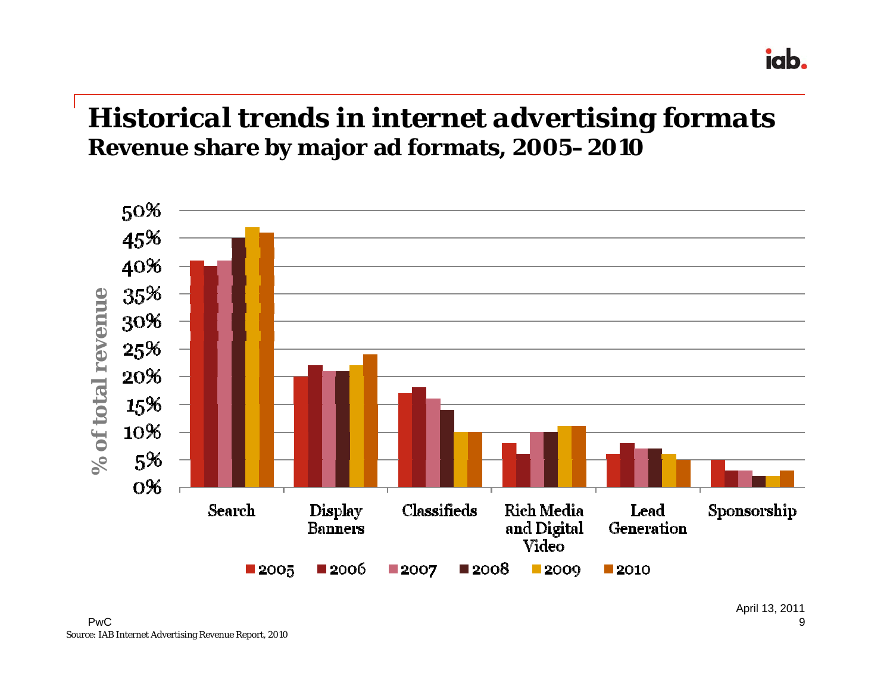# Historical trends in internet advertising formats

## Revenue share by major ad formats, 2005–2010

| % of total revenue | 2005 | 2006 | 2007 | 2008 | 2009 | 2010 |
|---|---|---|---|---|---|---|
| Search | 41% | 40% | 41% | 45% | 47% | 46% |
| Display Banners | 20% | 22% | 21% | 21% | 22% | 24% |
| Classifieds | 17% | 18% | 16% | 14% | 10% | 10% |
| Rich Media and Digital Video | 8% | 6% | 10% | 10% | 11% | 11% |
| Lead Generation | 6% | 8% | 7% | 7% | 6% | 5% |
| Sponsorship | 5% | 3% | 3% | 2% | 2% | 3% |

Source: IAB Internet Advertising Revenue Report, 2010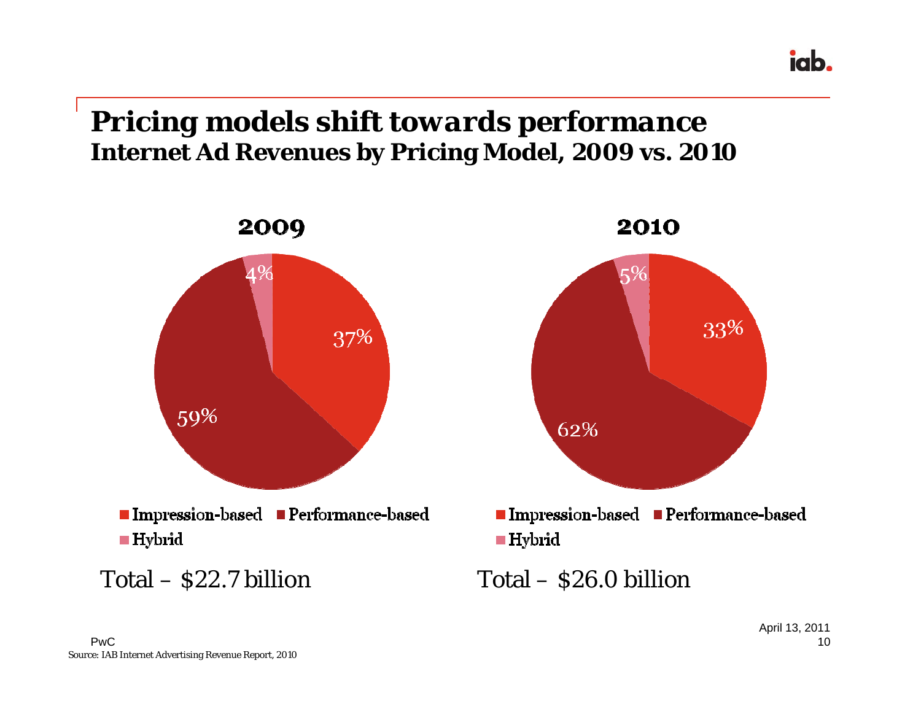# Pricing models shift towards performance

## Internet Ad Revenues by Pricing Model, 2009 vs. 2010

**2009**

| Pricing Model | Share |
| --- | --- |
| Impression-based | 37% |
| Performance-based | 59% |
| Hybrid | 4% |

Total – $22.7 billion

**2010**

| Pricing Model | Share |
| --- | --- |
| Impression-based | 33% |
| Performance-based | 62% |
| Hybrid | 5% |

Total – $26.0 billion

PwC

April 13, 2011

Source: IAB Internet Advertising Revenue Report, 2010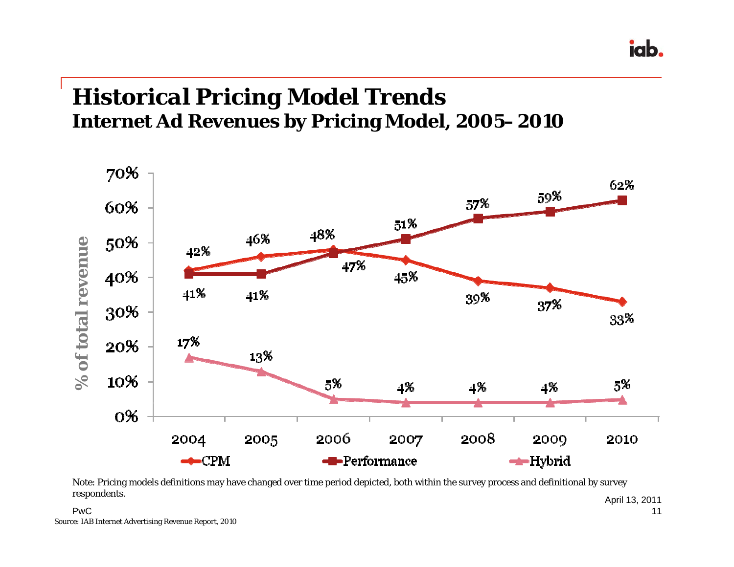# Historical Pricing Model Trends

## Internet Ad Revenues by Pricing Model, 2005–2010

| Year | CPM | Performance | Hybrid |
|---|---|---|---|
| 2004 | 42% | 41% | 17% |
| 2005 | 46% | 41% | 13% |
| 2006 | 48% | 47% | 5% |
| 2007 | 45% | 51% | 4% |
| 2008 | 39% | 57% | 4% |
| 2009 | 37% | 59% | 4% |
| 2010 | 33% | 62% | 5% |

Note: Pricing models definitions may have changed over time period depicted, both within the survey process and definitional by survey respondents.

April 13, 2011

PwC

Source: IAB Internet Advertising Revenue Report, 2010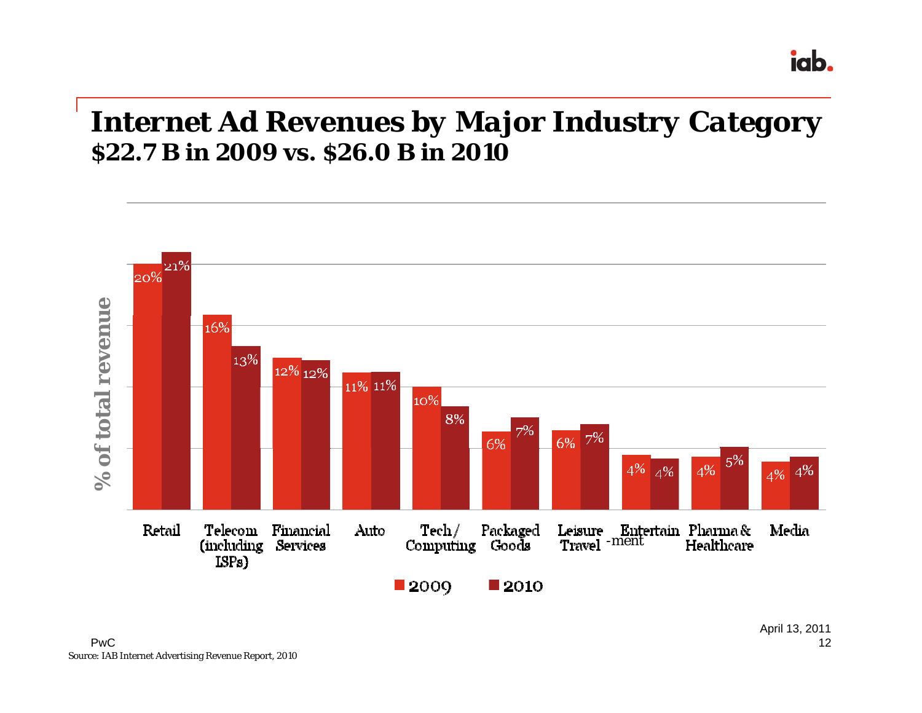# Internet Ad Revenues by Major Industry Category

## $22.7 B in 2009 vs. $26.0 B in 2010

% of total revenue

| Category | 2009 | 2010 |
|---|---|---|
| Retail | 20% | 21% |
| Telecom (including ISPs) | 16% | 13% |
| Financial Services | 12% | 12% |
| Auto | 11% | 11% |
| Tech / Computing | 10% | 8% |
| Packaged Goods | 6% | 7% |
| Leisure Travel | 6% | 7% |
| Entertain-ment | 4% | 4% |
| Pharma & Healthcare | 4% | 5% |
| Media | 4% | 4% |

PwC

Source: IAB Internet Advertising Revenue Report, 2010

April 13, 2011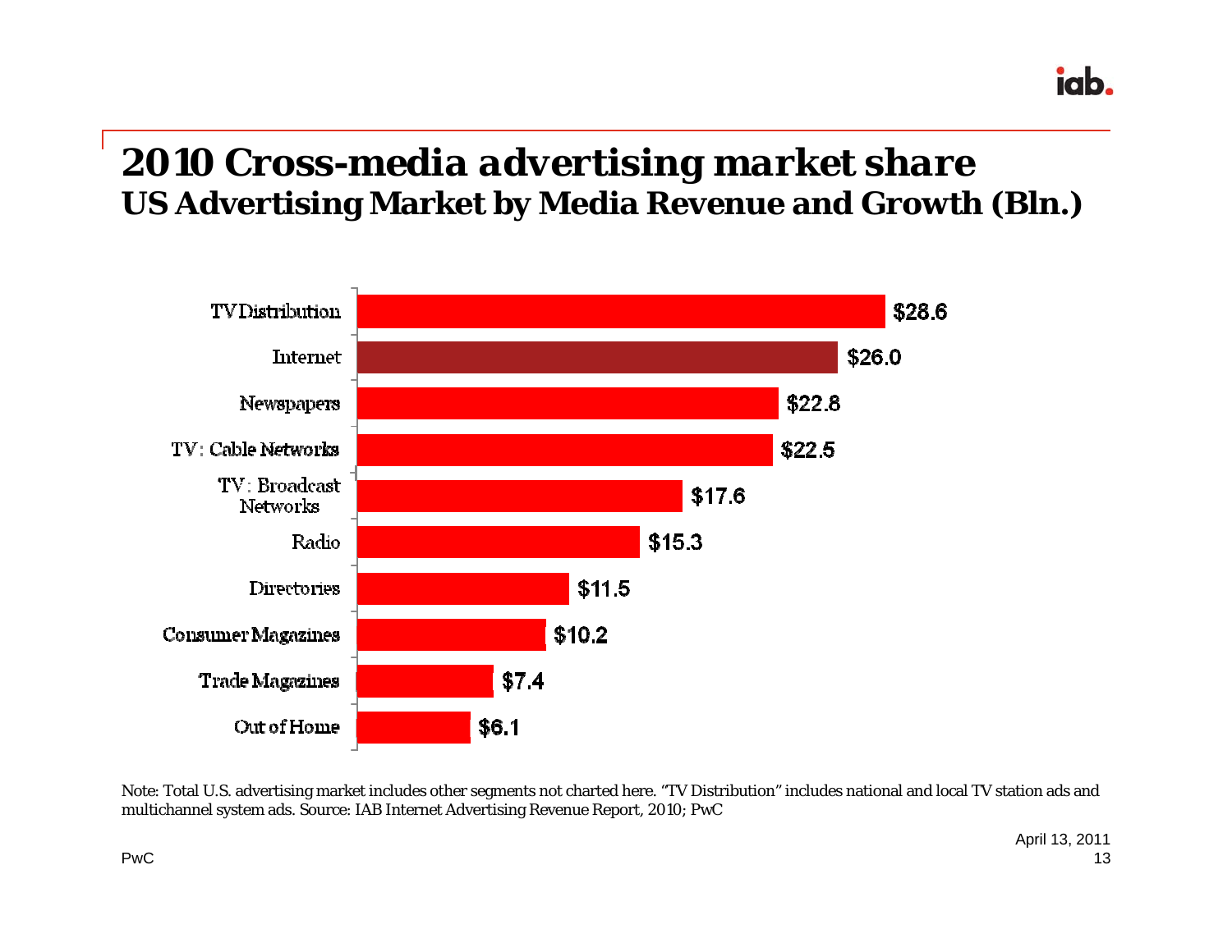# 2010 Cross-media advertising market share

## US Advertising Market by Media Revenue and Growth (Bln.)

| Media | Revenue (Bln.) |
|---|---|
| TV Distribution | $28.6 |
| Internet | $26.0 |
| Newspapers | $22.8 |
| TV: Cable Networks | $22.5 |
| TV: Broadcast Networks | $17.6 |
| Radio | $15.3 |
| Directories | $11.5 |
| Consumer Magazines | $10.2 |
| Trade Magazines | $7.4 |
| Out of Home | $6.1 |

Note: Total U.S. advertising market includes other segments not charted here. "TV Distribution" includes national and local TV station ads and multichannel system ads. Source: IAB Internet Advertising Revenue Report, 2010; PwC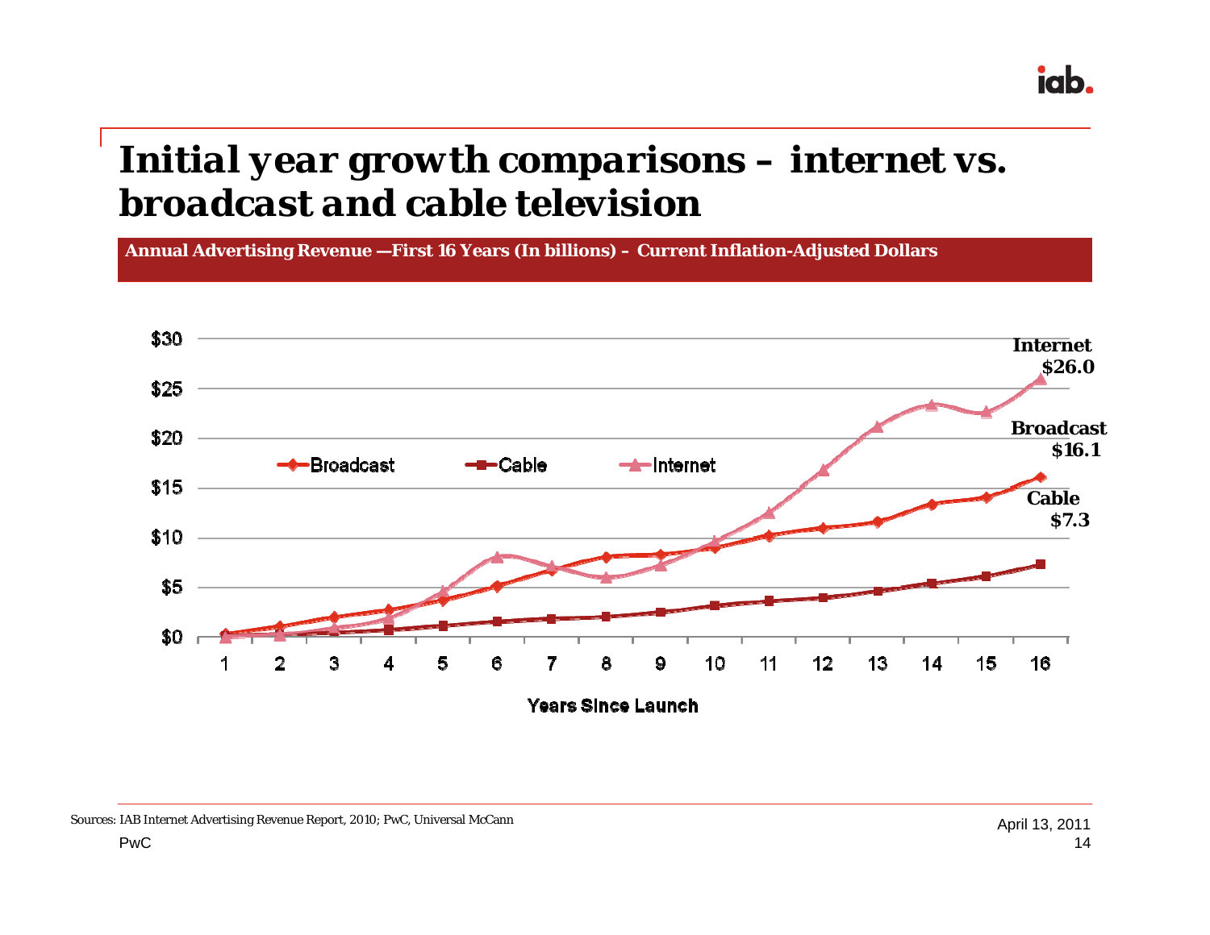# Initial year growth comparisons – internet vs. broadcast and cable television

**Annual Advertising Revenue —First 16 Years (In billions) – Current Inflation-Adjusted Dollars**

Internet $26.0

Broadcast $16.1

Cable $7.3

Years Since Launch

Sources: IAB Internet Advertising Revenue Report, 2010; PwC, Universal McCann

PwC

April 13, 2011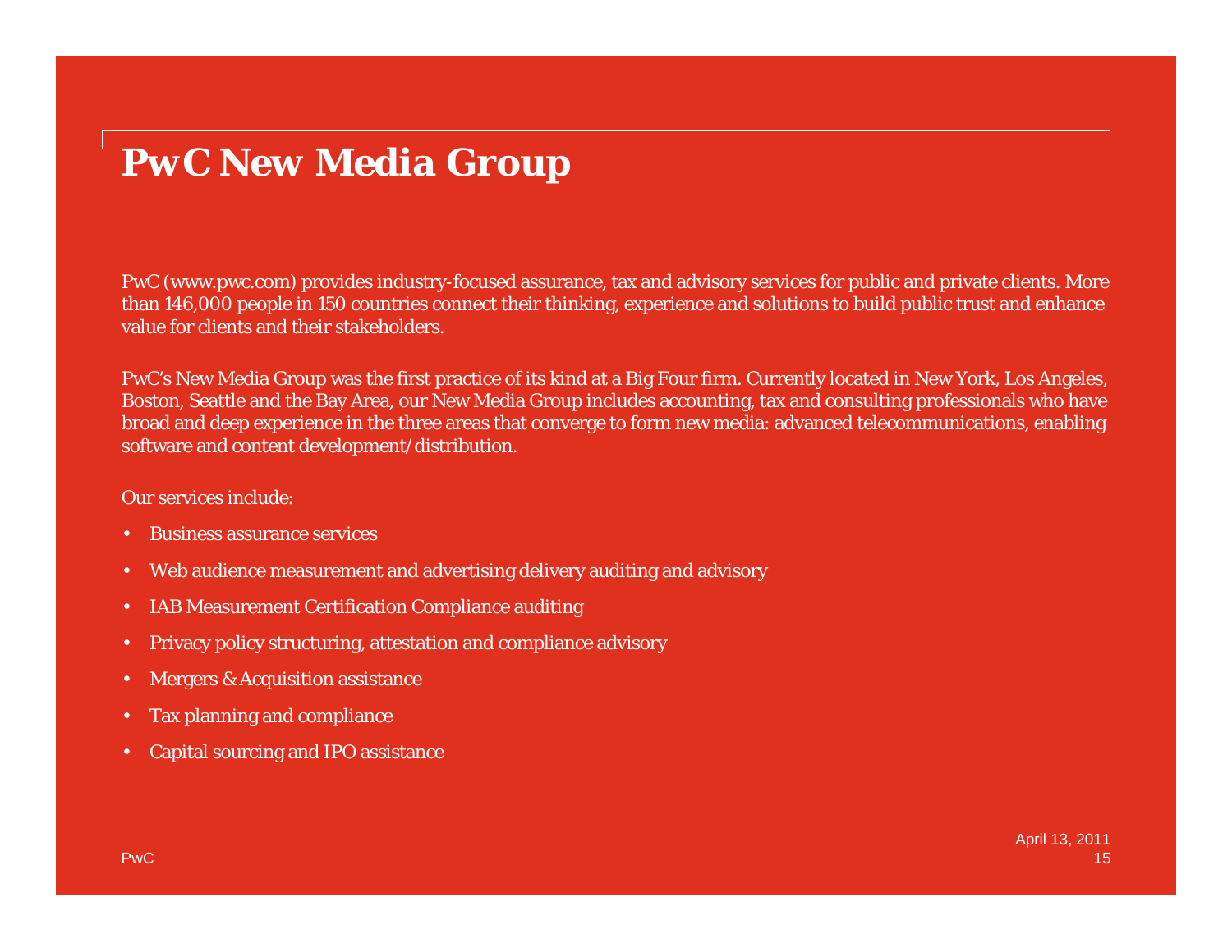# PwC New Media Group

PwC (www.pwc.com) provides industry-focused assurance, tax and advisory services for public and private clients. More than 146,000 people in 150 countries connect their thinking, experience and solutions to build public trust and enhance value for clients and their stakeholders.

PwC's New Media Group was the first practice of its kind at a Big Four firm. Currently located in New York, Los Angeles, Boston, Seattle and the Bay Area, our New Media Group includes accounting, tax and consulting professionals who have broad and deep experience in the three areas that converge to form new media: advanced telecommunications, enabling software and content development/distribution.

Our services include:

- Business assurance services
- Web audience measurement and advertising delivery auditing and advisory
- IAB Measurement Certification Compliance auditing
- Privacy policy structuring, attestation and compliance advisory
- Mergers & Acquisition assistance
- Tax planning and compliance
- Capital sourcing and IPO assistance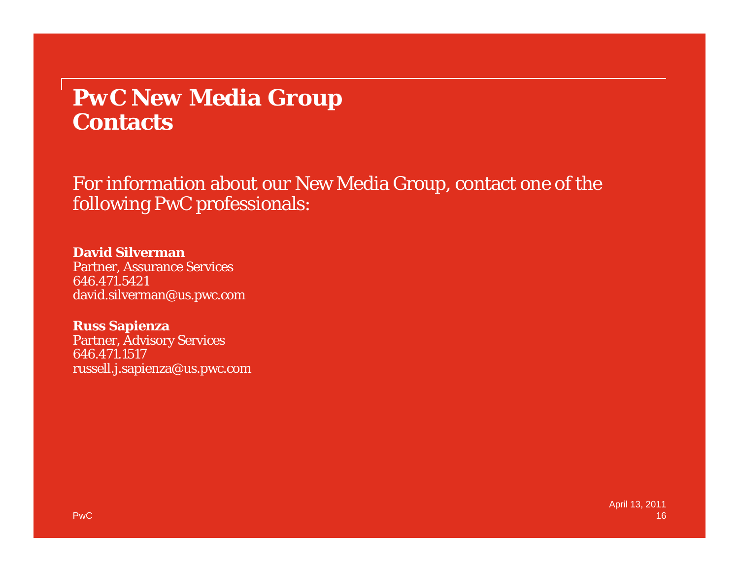# PwC New Media Group Contacts

For information about our New Media Group, contact one of the following PwC professionals:

**David Silverman**
Partner, Assurance Services
646.471.5421
david.silverman@us.pwc.com

**Russ Sapienza**
Partner, Advisory Services
646.471.1517
russell.j.sapienza@us.pwc.com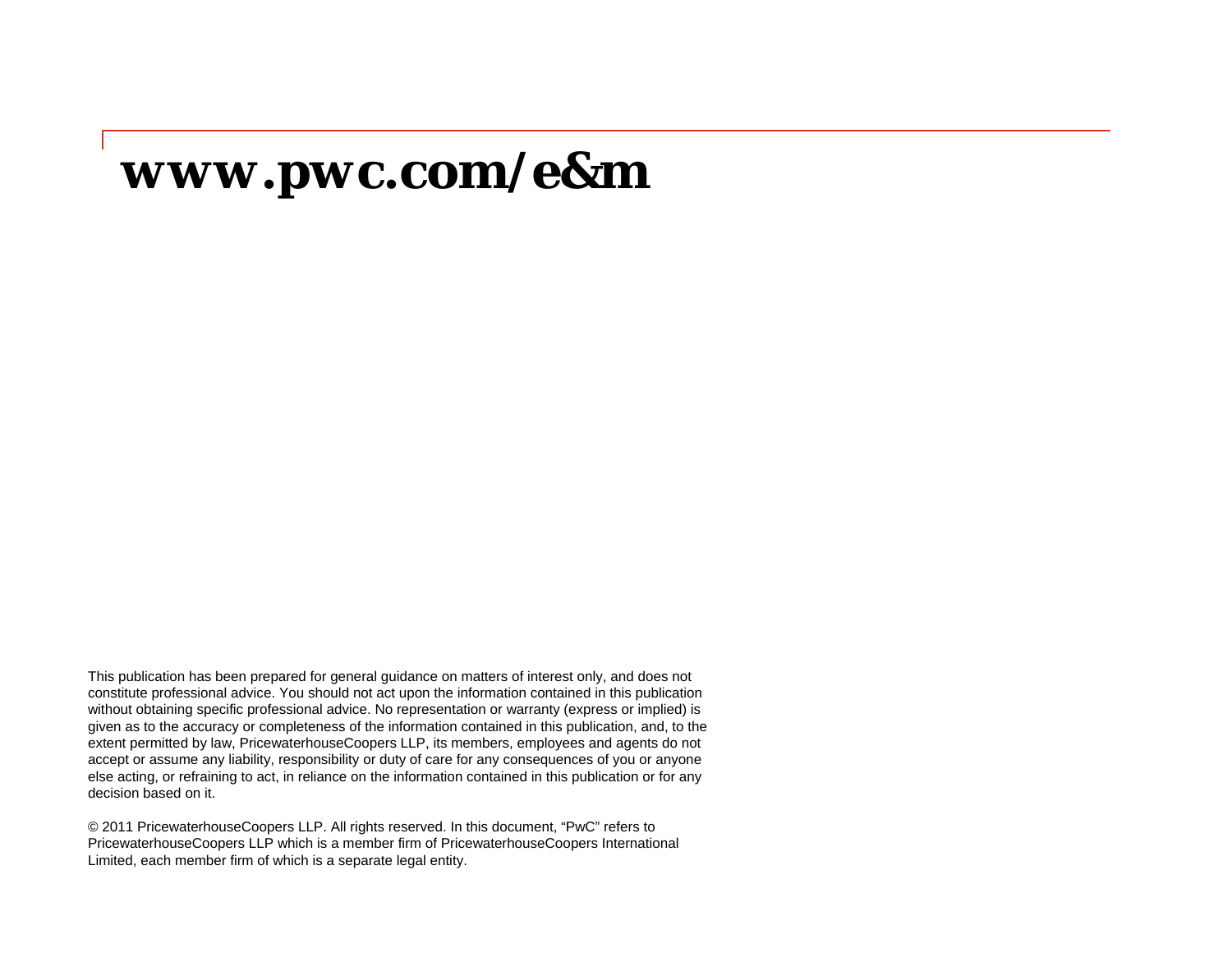# www.pwc.com/e&m

This publication has been prepared for general guidance on matters of interest only, and does not constitute professional advice. You should not act upon the information contained in this publication without obtaining specific professional advice. No representation or warranty (express or implied) is given as to the accuracy or completeness of the information contained in this publication, and, to the extent permitted by law, PricewaterhouseCoopers LLP, its members, employees and agents do not accept or assume any liability, responsibility or duty of care for any consequences of you or anyone else acting, or refraining to act, in reliance on the information contained in this publication or for any decision based on it.

© 2011 PricewaterhouseCoopers LLP. All rights reserved. In this document, “PwC” refers to PricewaterhouseCoopers LLP which is a member firm of PricewaterhouseCoopers International Limited, each member firm of which is a separate legal entity.